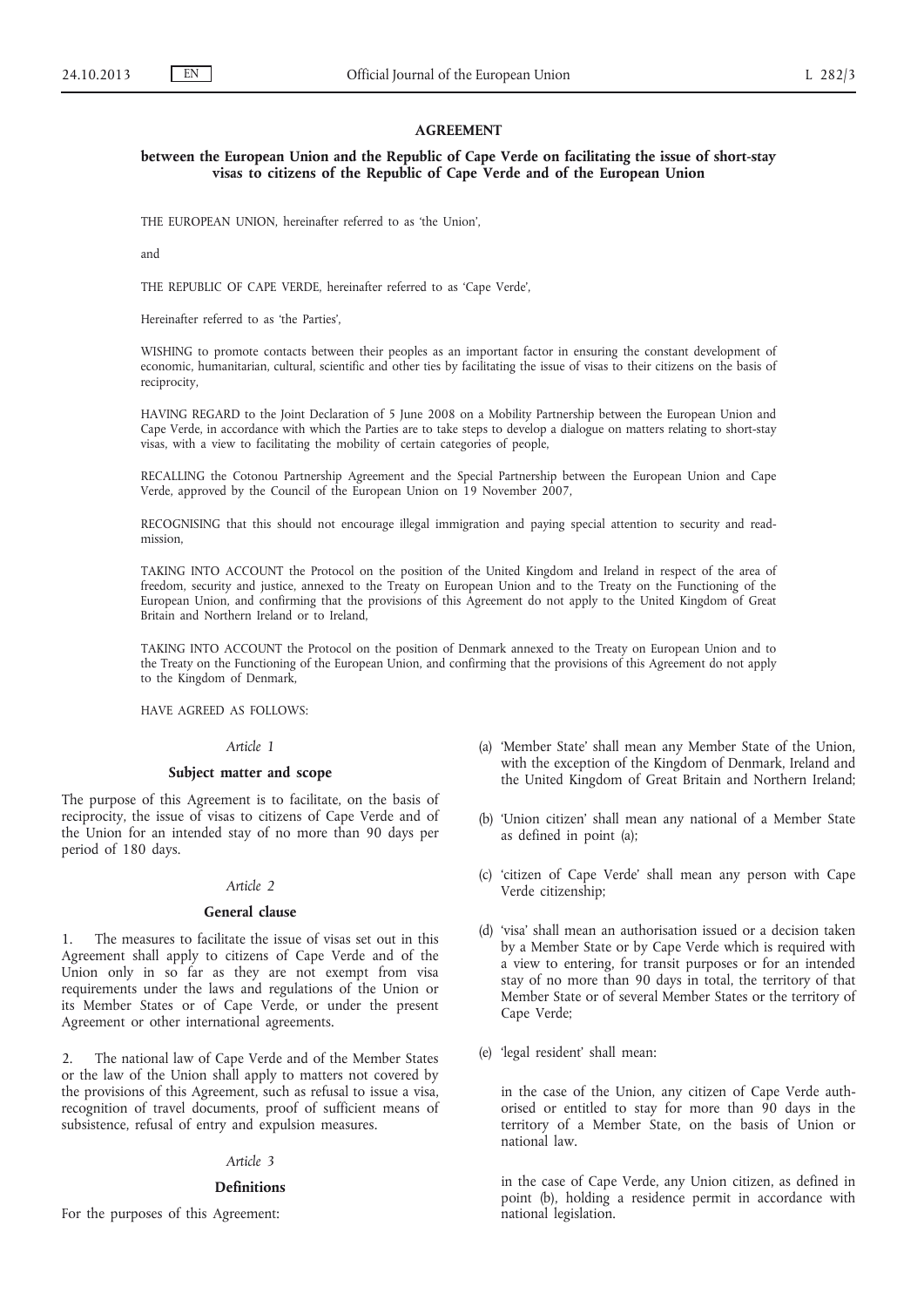# AGREEMENT

## between the European Union and the Republic of Cape Verde on facilitating the issue of short-stay visas to citizens of the Republic of Cape Verde and of the European Union

THE EUROPEAN UNION, hereinafter referred to as 'the Union',

and

THE REPUBLIC OF CAPE VERDE, hereinafter referred to as 'Cape Verde',

Hereinafter referred to as 'the Parties',

WISHING to promote contacts between their peoples as an important factor in ensuring the constant development of economic, humanitarian, cultural, scientific and other ties by facilitating the issue of visas to their citizens on the basis of reciprocity,

HAVING REGARD to the Joint Declaration of 5 June 2008 on a Mobility Partnership between the European Union and Cape Verde, in accordance with which the Parties are to take steps to develop a dialogue on matters relating to short-stay visas, with a view to facilitating the mobility of certain categories of people,

RECALLING the Cotonou Partnership Agreement and the Special Partnership between the European Union and Cape Verde, approved by the Council of the European Union on 19 November 2007,

RECOGNISING that this should not encourage illegal immigration and paying special attention to security and readmission,

TAKING INTO ACCOUNT the Protocol on the position of the United Kingdom and Ireland in respect of the area of freedom, security and justice, annexed to the Treaty on European Union and to the Treaty on the Functioning of the European Union, and confirming that the provisions of this Agreement do not apply to the United Kingdom of Great Britain and Northern Ireland or to Ireland,

TAKING INTO ACCOUNT the Protocol on the position of Denmark annexed to the Treaty on European Union and to the Treaty on the Functioning of the European Union, and confirming that the provisions of this Agreement do not apply to the Kingdom of Denmark,

HAVE AGREED AS FOLLOWS:

*Article 1*

**Subject matter and scope**

The purpose of this Agreement is to facilitate, on the basis of reciprocity, the issue of visas to citizens of Cape Verde and of the Union for an intended stay of no more than 90 days per period of 180 days.

*Article 2*

**General clause**

1. The measures to facilitate the issue of visas set out in this Agreement shall apply to citizens of Cape Verde and of the Union only in so far as they are not exempt from visa requirements under the laws and regulations of the Union or its Member States or of Cape Verde, or under the present Agreement or other international agreements.

2. The national law of Cape Verde and of the Member States or the law of the Union shall apply to matters not covered by the provisions of this Agreement, such as refusal to issue a visa, recognition of travel documents, proof of sufficient means of subsistence, refusal of entry and expulsion measures.

*Article 3*

**Definitions**

For the purposes of this Agreement:

(a) 'Member State' shall mean any Member State of the Union, with the exception of the Kingdom of Denmark, Ireland and the United Kingdom of Great Britain and Northern Ireland;

(b) 'Union citizen' shall mean any national of a Member State as defined in point (a);

(c) 'citizen of Cape Verde' shall mean any person with Cape Verde citizenship;

(d) 'visa' shall mean an authorisation issued or a decision taken by a Member State or by Cape Verde which is required with a view to entering, for transit purposes or for an intended stay of no more than 90 days in total, the territory of that Member State or of several Member States or the territory of Cape Verde;

(e) 'legal resident' shall mean:

in the case of the Union, any citizen of Cape Verde authorised or entitled to stay for more than 90 days in the territory of a Member State, on the basis of Union or national law.

in the case of Cape Verde, any Union citizen, as defined in point (b), holding a residence permit in accordance with national legislation.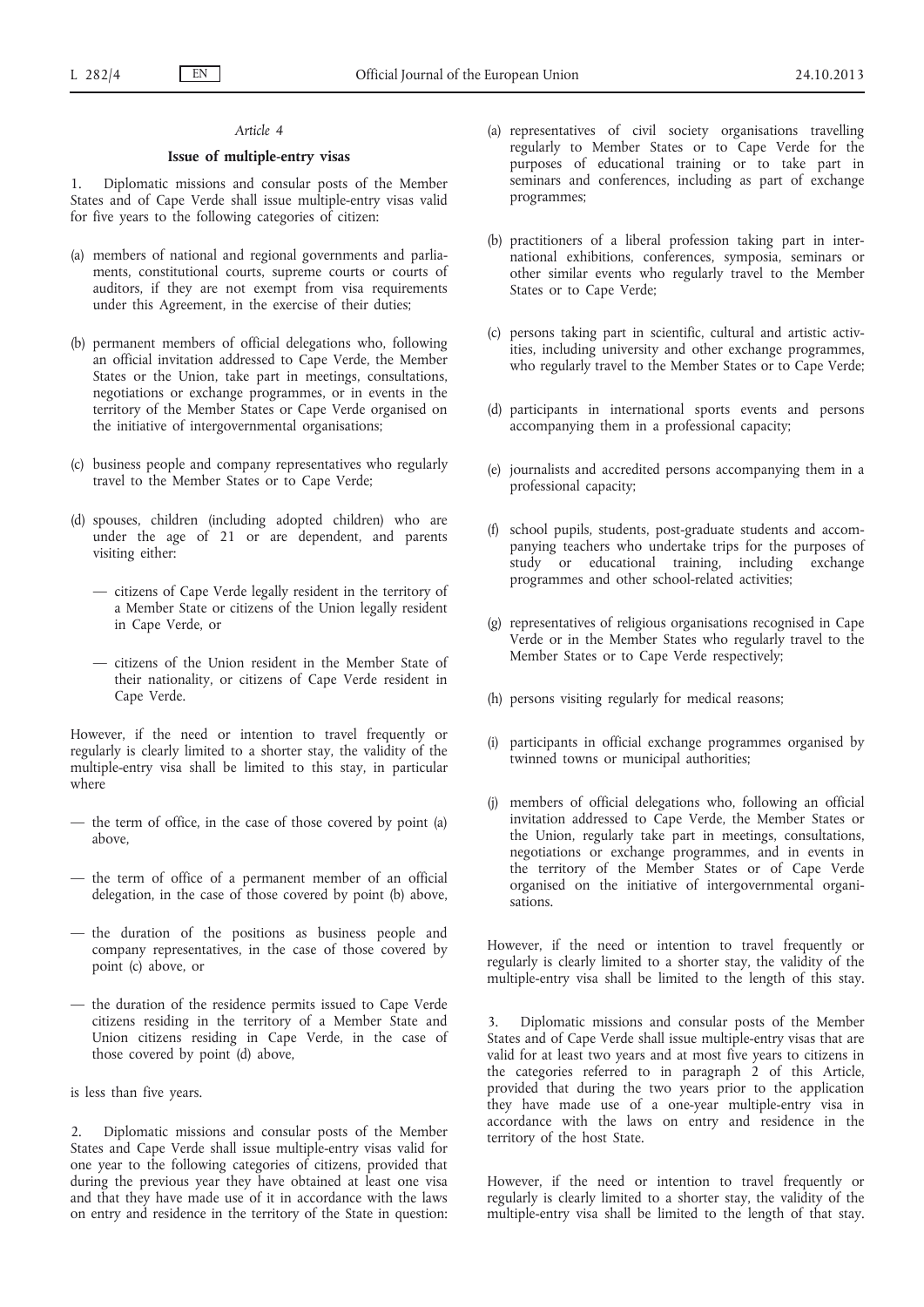*Article 4*

**Issue of multiple-entry visas**

1. Diplomatic missions and consular posts of the Member States and of Cape Verde shall issue multiple-entry visas valid for five years to the following categories of citizen:

(a) members of national and regional governments and parliaments, constitutional courts, supreme courts or courts of auditors, if they are not exempt from visa requirements under this Agreement, in the exercise of their duties;

(b) permanent members of official delegations who, following an official invitation addressed to Cape Verde, the Member States or the Union, take part in meetings, consultations, negotiations or exchange programmes, or in events in the territory of the Member States or Cape Verde organised on the initiative of intergovernmental organisations;

(c) business people and company representatives who regularly travel to the Member States or to Cape Verde;

(d) spouses, children (including adopted children) who are under the age of 21 or are dependent, and parents visiting either:

— citizens of Cape Verde legally resident in the territory of a Member State or citizens of the Union legally resident in Cape Verde, or

— citizens of the Union resident in the Member State of their nationality, or citizens of Cape Verde resident in Cape Verde.

However, if the need or intention to travel frequently or regularly is clearly limited to a shorter stay, the validity of the multiple-entry visa shall be limited to this stay, in particular where

— the term of office, in the case of those covered by point (a) above,

— the term of office of a permanent member of an official delegation, in the case of those covered by point (b) above,

— the duration of the positions as business people and company representatives, in the case of those covered by point (c) above, or

— the duration of the residence permits issued to Cape Verde citizens residing in the territory of a Member State and Union citizens residing in Cape Verde, in the case of those covered by point (d) above,

is less than five years.

2. Diplomatic missions and consular posts of the Member States and Cape Verde shall issue multiple-entry visas valid for one year to the following categories of citizens, provided that during the previous year they have obtained at least one visa and that they have made use of it in accordance with the laws on entry and residence in the territory of the State in question:

(a) representatives of civil society organisations travelling regularly to Member States or to Cape Verde for the purposes of educational training or to take part in seminars and conferences, including as part of exchange programmes;

(b) practitioners of a liberal profession taking part in international exhibitions, conferences, symposia, seminars or other similar events who regularly travel to the Member States or to Cape Verde;

(c) persons taking part in scientific, cultural and artistic activities, including university and other exchange programmes, who regularly travel to the Member States or to Cape Verde;

(d) participants in international sports events and persons accompanying them in a professional capacity;

(e) journalists and accredited persons accompanying them in a professional capacity;

(f) school pupils, students, post-graduate students and accompanying teachers who undertake trips for the purposes of study or educational training, including exchange programmes and other school-related activities;

(g) representatives of religious organisations recognised in Cape Verde or in the Member States who regularly travel to the Member States or to Cape Verde respectively;

(h) persons visiting regularly for medical reasons;

(i) participants in official exchange programmes organised by twinned towns or municipal authorities;

(j) members of official delegations who, following an official invitation addressed to Cape Verde, the Member States or the Union, regularly take part in meetings, consultations, negotiations or exchange programmes, and in events in the territory of the Member States or of Cape Verde organised on the initiative of intergovernmental organisations.

However, if the need or intention to travel frequently or regularly is clearly limited to a shorter stay, the validity of the multiple-entry visa shall be limited to the length of this stay.

3. Diplomatic missions and consular posts of the Member States and of Cape Verde shall issue multiple-entry visas that are valid for at least two years and at most five years to citizens in the categories referred to in paragraph 2 of this Article, provided that during the two years prior to the application they have made use of a one-year multiple-entry visa in accordance with the laws on entry and residence in the territory of the host State.

However, if the need or intention to travel frequently or regularly is clearly limited to a shorter stay, the validity of the multiple-entry visa shall be limited to the length of that stay.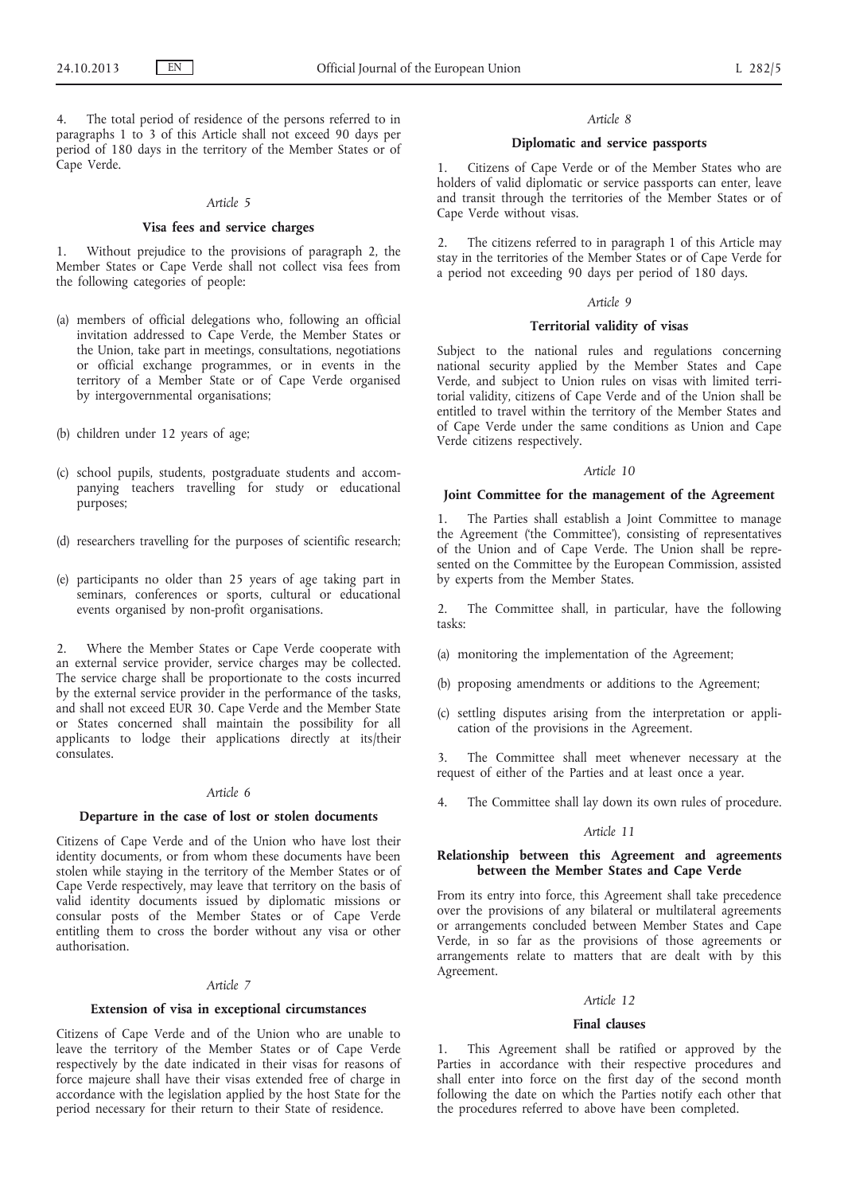4. The total period of residence of the persons referred to in paragraphs 1 to 3 of this Article shall not exceed 90 days per period of 180 days in the territory of the Member States or of Cape Verde.

*Article 5*

**Visa fees and service charges**

1. Without prejudice to the provisions of paragraph 2, the Member States or Cape Verde shall not collect visa fees from the following categories of people:

(a) members of official delegations who, following an official invitation addressed to Cape Verde, the Member States or the Union, take part in meetings, consultations, negotiations or official exchange programmes, or in events in the territory of a Member State or of Cape Verde organised by intergovernmental organisations;

(b) children under 12 years of age;

(c) school pupils, students, postgraduate students and accompanying teachers travelling for study or educational purposes;

(d) researchers travelling for the purposes of scientific research;

(e) participants no older than 25 years of age taking part in seminars, conferences or sports, cultural or educational events organised by non-profit organisations.

2. Where the Member States or Cape Verde cooperate with an external service provider, service charges may be collected. The service charge shall be proportionate to the costs incurred by the external service provider in the performance of the tasks, and shall not exceed EUR 30. Cape Verde and the Member State or States concerned shall maintain the possibility for all applicants to lodge their applications directly at its/their consulates.

*Article 6*

**Departure in the case of lost or stolen documents**

Citizens of Cape Verde and of the Union who have lost their identity documents, or from whom these documents have been stolen while staying in the territory of the Member States or of Cape Verde respectively, may leave that territory on the basis of valid identity documents issued by diplomatic missions or consular posts of the Member States or of Cape Verde entitling them to cross the border without any visa or other authorisation.

*Article 7*

**Extension of visa in exceptional circumstances**

Citizens of Cape Verde and of the Union who are unable to leave the territory of the Member States or of Cape Verde respectively by the date indicated in their visas for reasons of force majeure shall have their visas extended free of charge in accordance with the legislation applied by the host State for the period necessary for their return to their State of residence.

*Article 8*

**Diplomatic and service passports**

1. Citizens of Cape Verde or of the Member States who are holders of valid diplomatic or service passports can enter, leave and transit through the territories of the Member States or of Cape Verde without visas.

2. The citizens referred to in paragraph 1 of this Article may stay in the territories of the Member States or of Cape Verde for a period not exceeding 90 days per period of 180 days.

*Article 9*

**Territorial validity of visas**

Subject to the national rules and regulations concerning national security applied by the Member States and Cape Verde, and subject to Union rules on visas with limited territorial validity, citizens of Cape Verde and of the Union shall be entitled to travel within the territory of the Member States and of Cape Verde under the same conditions as Union and Cape Verde citizens respectively.

*Article 10*

**Joint Committee for the management of the Agreement**

1. The Parties shall establish a Joint Committee to manage the Agreement ('the Committee'), consisting of representatives of the Union and of Cape Verde. The Union shall be represented on the Committee by the European Commission, assisted by experts from the Member States.

2. The Committee shall, in particular, have the following tasks:

(a) monitoring the implementation of the Agreement;

(b) proposing amendments or additions to the Agreement;

(c) settling disputes arising from the interpretation or application of the provisions in the Agreement.

3. The Committee shall meet whenever necessary at the request of either of the Parties and at least once a year.

4. The Committee shall lay down its own rules of procedure.

*Article 11*

**Relationship between this Agreement and agreements between the Member States and Cape Verde**

From its entry into force, this Agreement shall take precedence over the provisions of any bilateral or multilateral agreements or arrangements concluded between Member States and Cape Verde, in so far as the provisions of those agreements or arrangements relate to matters that are dealt with by this Agreement.

*Article 12*

**Final clauses**

1. This Agreement shall be ratified or approved by the Parties in accordance with their respective procedures and shall enter into force on the first day of the second month following the date on which the Parties notify each other that the procedures referred to above have been completed.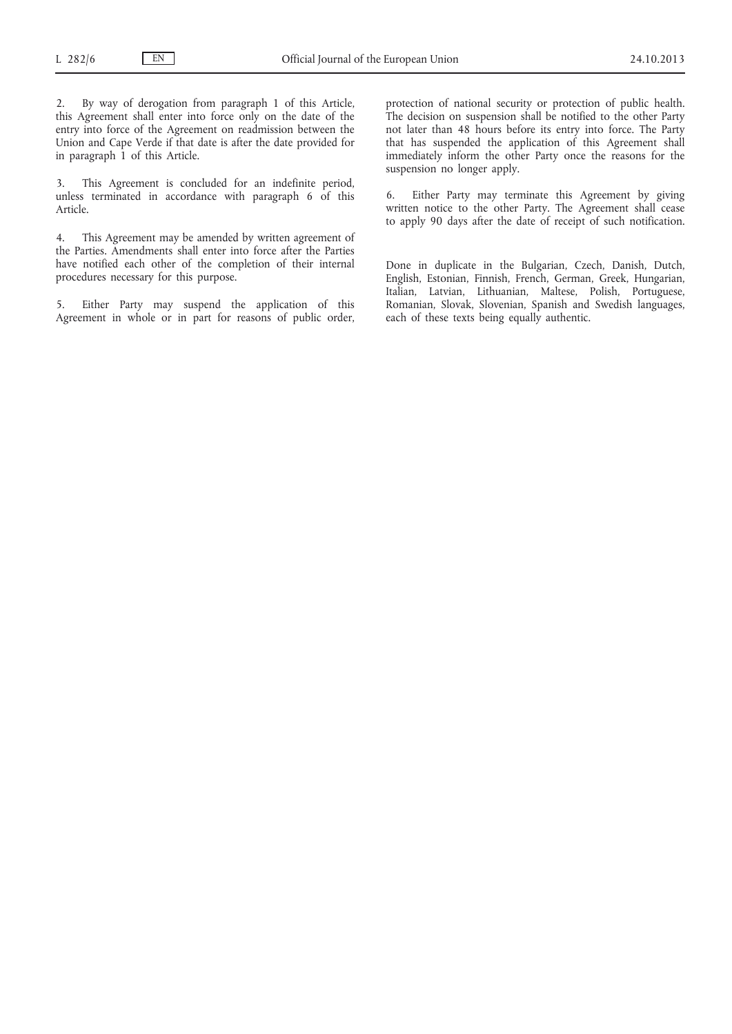2. By way of derogation from paragraph 1 of this Article, this Agreement shall enter into force only on the date of the entry into force of the Agreement on readmission between the Union and Cape Verde if that date is after the date provided for in paragraph 1 of this Article.

3. This Agreement is concluded for an indefinite period, unless terminated in accordance with paragraph 6 of this Article.

4. This Agreement may be amended by written agreement of the Parties. Amendments shall enter into force after the Parties have notified each other of the completion of their internal procedures necessary for this purpose.

5. Either Party may suspend the application of this Agreement in whole or in part for reasons of public order, protection of national security or protection of public health. The decision on suspension shall be notified to the other Party not later than 48 hours before its entry into force. The Party that has suspended the application of this Agreement shall immediately inform the other Party once the reasons for the suspension no longer apply.

6. Either Party may terminate this Agreement by giving written notice to the other Party. The Agreement shall cease to apply 90 days after the date of receipt of such notification.

Done in duplicate in the Bulgarian, Czech, Danish, Dutch, English, Estonian, Finnish, French, German, Greek, Hungarian, Italian, Latvian, Lithuanian, Maltese, Polish, Portuguese, Romanian, Slovak, Slovenian, Spanish and Swedish languages, each of these texts being equally authentic.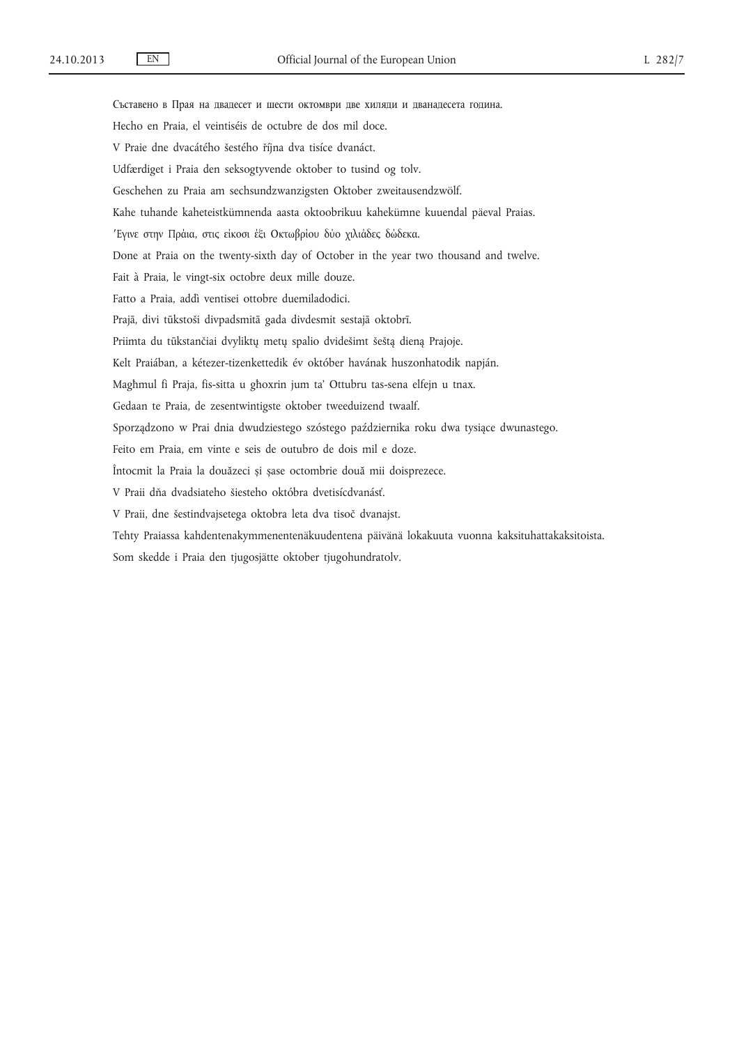Съставено в Прая на двадесет и шести октомври две хиляди и дванадесета година.

Hecho en Praia, el veintiséis de octubre de dos mil doce.

V Praie dne dvacátého šestého října dva tisíce dvanáct.

Udfærdiget i Praia den seksogtyvende oktober to tusind og tolv.

Geschehen zu Praia am sechsundzwanzigsten Oktober zweitausendzwölf.

Kahe tuhande kaheteistkümnenda aasta oktoobrikuu kahekümne kuuendal päeval Praias.

Έγινε στην Πράια, στις είκοσι έξι Οκτωβρίου δύο χιλιάδες δώδεκα.

Done at Praia on the twenty-sixth day of October in the year two thousand and twelve.

Fait à Praia, le vingt-six octobre deux mille douze.

Fatto a Praia, addì ventisei ottobre duemiladodici.

Prajā, divi tūkstoši divpadsmitā gada divdesmit sestajā oktobrī.

Priimta du tūkstančiai dvyliktų metų spalio dvidešimt šeštą dieną Prajoje.

Kelt Praiában, a kétezer-tizenkettedik év október havának huszonhatodik napján.

Magħmul fi Praja, fis-sitta u għoxrin jum ta' Ottubru tas-sena elfejn u tnax.

Gedaan te Praia, de zesentwintigste oktober tweeduizend twaalf.

Sporządzono w Prai dnia dwudziestego szóstego października roku dwa tysiące dwunastego.

Feito em Praia, em vinte e seis de outubro de dois mil e doze.

Întocmit la Praia la douăzeci și șase octombrie două mii doisprezece.

V Praii dňa dvadsiateho šiesteho októbra dvetisícdvanásť.

V Praii, dne šestindvajsetega oktobra leta dva tisoč dvanajst.

Tehty Praiassa kahdentenakymmenentenäkuudentena päivänä lokakuuta vuonna kaksituhattakaksitoista.

Som skedde i Praia den tjugosjätte oktober tjugohundratolv.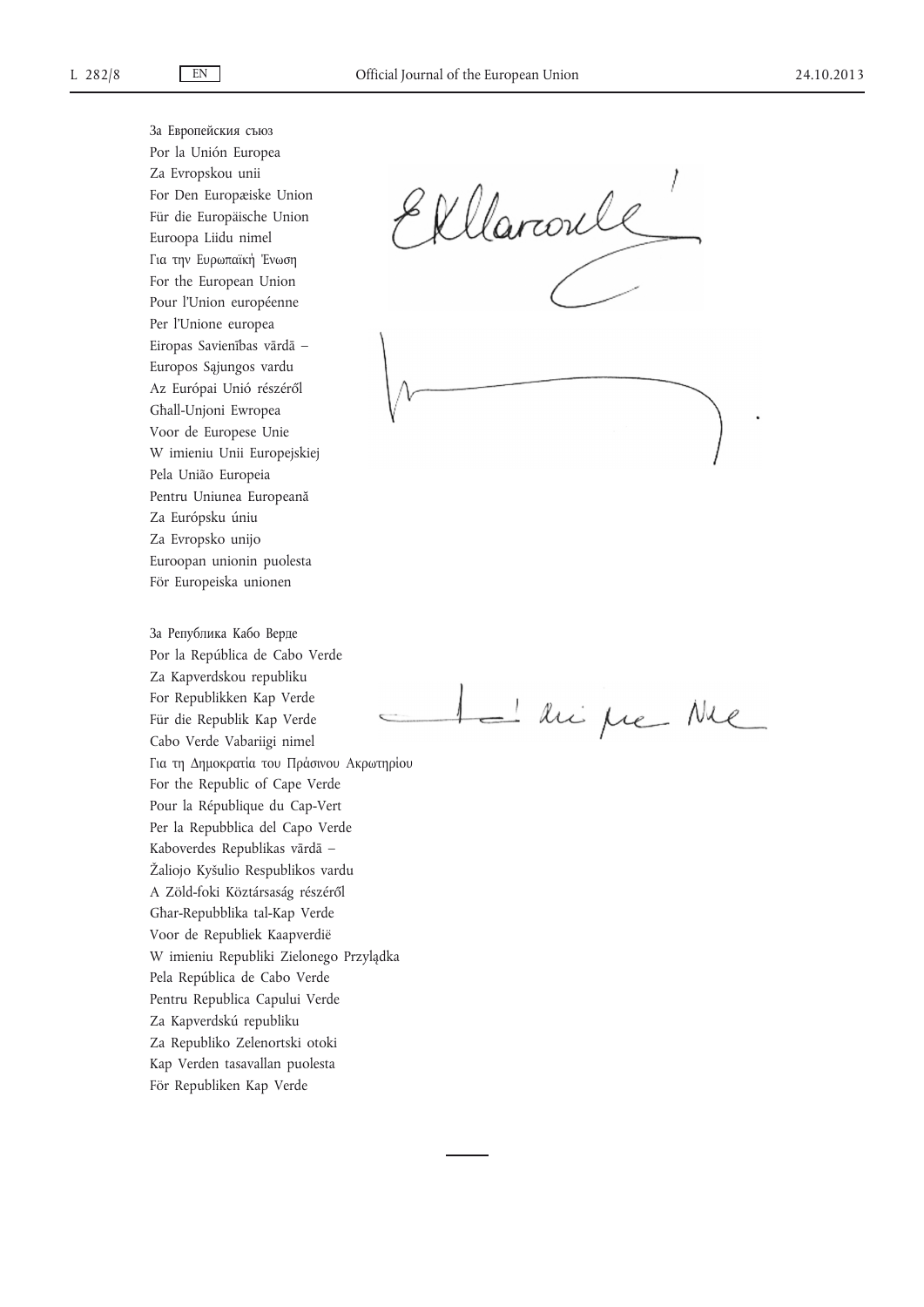За Европейския съюз
Por la Unión Europea
Za Evropskou unii
For Den Europæiske Union
Für die Europäische Union
Euroopa Liidu nimel
Για την Ευρωπαϊκή Ένωση
For the European Union
Pour l'Union européenne
Per l'Unione europea
Eiropas Savienības vārdā –
Europos Sąjungos vardu
Az Európai Unió részéről
Għall-Unjoni Ewropea
Voor de Europese Unie
W imieniu Unii Europejskiej
Pela União Europeia
Pentru Uniunea Europeană
Za Európsku úniu
Za Evropsko unijo
Euroopan unionin puolesta
För Europeiska unionen

За Република Кабо Верде
Por la República de Cabo Verde
Za Kapverdskou republiku
For Republikken Kap Verde
Für die Republik Kap Verde
Cabo Verde Vabariigi nimel
Για τη Δημοκρατία του Πράσινου Ακρωτηρίου
For the Republic of Cape Verde
Pour la République du Cap-Vert
Per la Repubblica del Capo Verde
Kaboverdes Republikas vārdā –
Žaliojo Kyšulio Respublikos vardu
A Zöld-foki Köztársaság részéről
Għar-Repubblika tal-Kap Verde
Voor de Republiek Kaapverdië
W imieniu Republiki Zielonego Przylądka
Pela República de Cabo Verde
Pentru Republica Capului Verde
Za Kapverdskú republiku
Za Republiko Zelenortski otoki
Kap Verden tasavallan puolesta
För Republiken Kap Verde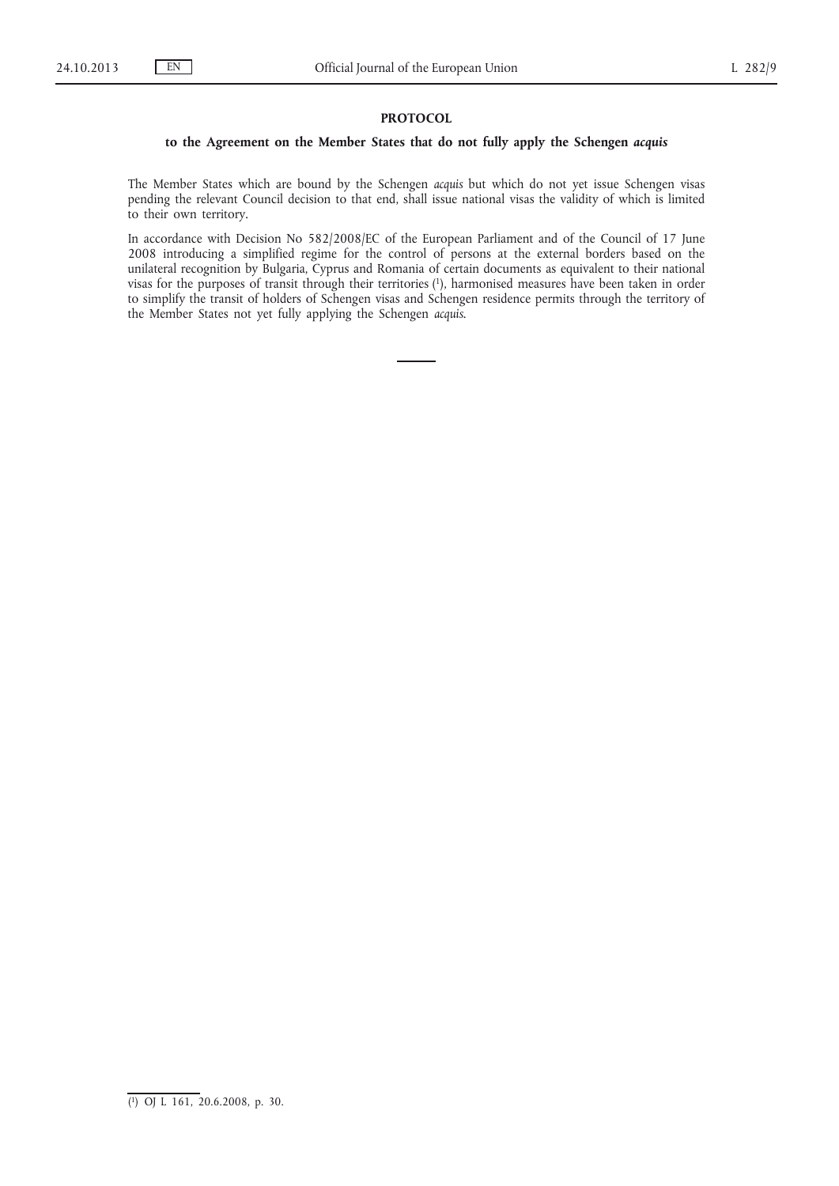**PROTOCOL**

**to the Agreement on the Member States that do not fully apply the Schengen *acquis***

The Member States which are bound by the Schengen *acquis* but which do not yet issue Schengen visas pending the relevant Council decision to that end, shall issue national visas the validity of which is limited to their own territory.

In accordance with Decision No 582/2008/EC of the European Parliament and of the Council of 17 June 2008 introducing a simplified regime for the control of persons at the external borders based on the unilateral recognition by Bulgaria, Cyprus and Romania of certain documents as equivalent to their national visas for the purposes of transit through their territories (1), harmonised measures have been taken in order to simplify the transit of holders of Schengen visas and Schengen residence permits through the territory of the Member States not yet fully applying the Schengen *acquis*.

---

(1) OJ L 161, 20.6.2008, p. 30.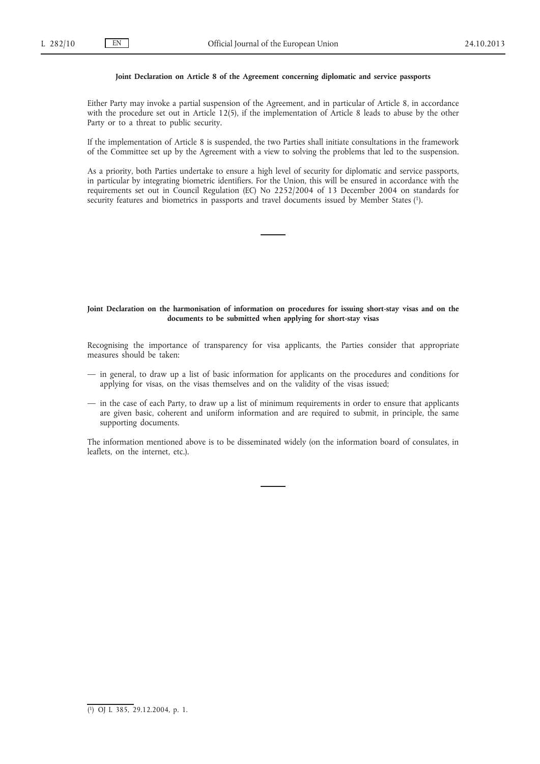**Joint Declaration on Article 8 of the Agreement concerning diplomatic and service passports**

Either Party may invoke a partial suspension of the Agreement, and in particular of Article 8, in accordance with the procedure set out in Article 12(5), if the implementation of Article 8 leads to abuse by the other Party or to a threat to public security.

If the implementation of Article 8 is suspended, the two Parties shall initiate consultations in the framework of the Committee set up by the Agreement with a view to solving the problems that led to the suspension.

As a priority, both Parties undertake to ensure a high level of security for diplomatic and service passports, in particular by integrating biometric identifiers. For the Union, this will be ensured in accordance with the requirements set out in Council Regulation (EC) No 2252/2004 of 13 December 2004 on standards for security features and biometrics in passports and travel documents issued by Member States [1].

**Joint Declaration on the harmonisation of information on procedures for issuing short-stay visas and on the documents to be submitted when applying for short-stay visas**

Recognising the importance of transparency for visa applicants, the Parties consider that appropriate measures should be taken:

— in general, to draw up a list of basic information for applicants on the procedures and conditions for applying for visas, on the visas themselves and on the validity of the visas issued;

— in the case of each Party, to draw up a list of minimum requirements in order to ensure that applicants are given basic, coherent and uniform information and are required to submit, in principle, the same supporting documents.

The information mentioned above is to be disseminated widely (on the information board of consulates, in leaflets, on the internet, etc.).

---

[1] OJ L 385, 29.12.2004, p. 1.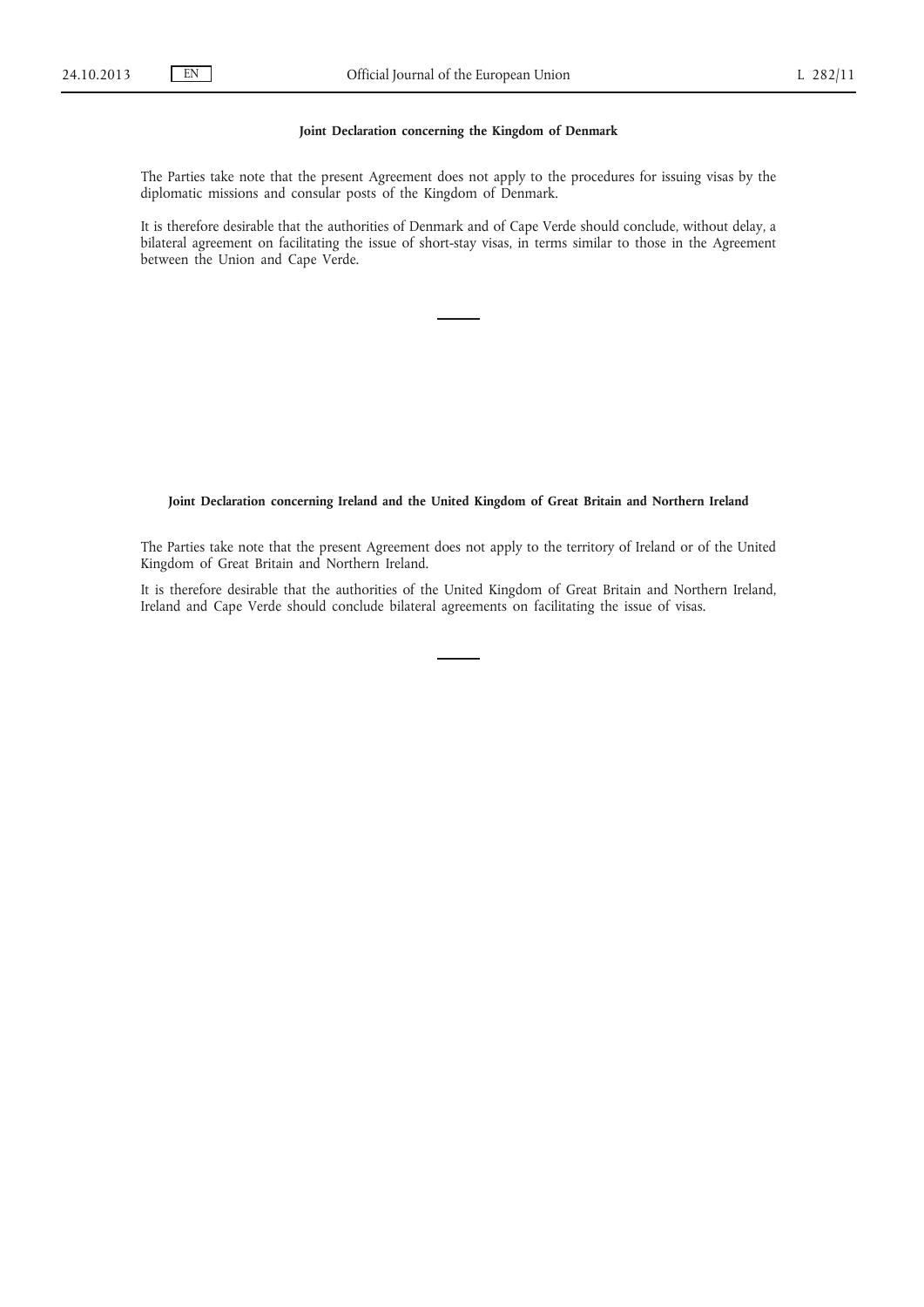**Joint Declaration concerning the Kingdom of Denmark**

The Parties take note that the present Agreement does not apply to the procedures for issuing visas by the diplomatic missions and consular posts of the Kingdom of Denmark.

It is therefore desirable that the authorities of Denmark and of Cape Verde should conclude, without delay, a bilateral agreement on facilitating the issue of short-stay visas, in terms similar to those in the Agreement between the Union and Cape Verde.

---

**Joint Declaration concerning Ireland and the United Kingdom of Great Britain and Northern Ireland**

The Parties take note that the present Agreement does not apply to the territory of Ireland or of the United Kingdom of Great Britain and Northern Ireland.

It is therefore desirable that the authorities of the United Kingdom of Great Britain and Northern Ireland, Ireland and Cape Verde should conclude bilateral agreements on facilitating the issue of visas.

---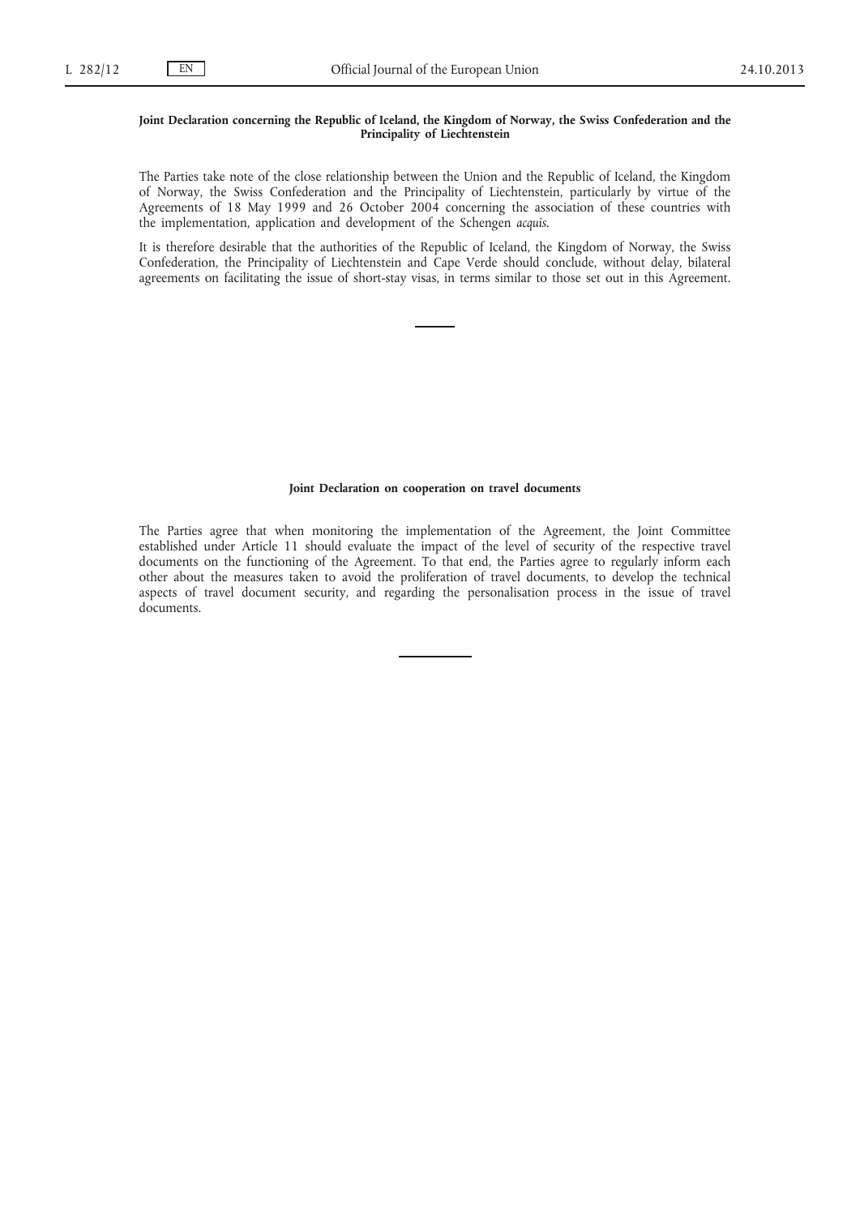**Joint Declaration concerning the Republic of Iceland, the Kingdom of Norway, the Swiss Confederation and the Principality of Liechtenstein**

The Parties take note of the close relationship between the Union and the Republic of Iceland, the Kingdom of Norway, the Swiss Confederation and the Principality of Liechtenstein, particularly by virtue of the Agreements of 18 May 1999 and 26 October 2004 concerning the association of these countries with the implementation, application and development of the Schengen *acquis*.

It is therefore desirable that the authorities of the Republic of Iceland, the Kingdom of Norway, the Swiss Confederation, the Principality of Liechtenstein and Cape Verde should conclude, without delay, bilateral agreements on facilitating the issue of short-stay visas, in terms similar to those set out in this Agreement.

**Joint Declaration on cooperation on travel documents**

The Parties agree that when monitoring the implementation of the Agreement, the Joint Committee established under Article 11 should evaluate the impact of the level of security of the respective travel documents on the functioning of the Agreement. To that end, the Parties agree to regularly inform each other about the measures taken to avoid the proliferation of travel documents, to develop the technical aspects of travel document security, and regarding the personalisation process in the issue of travel documents.